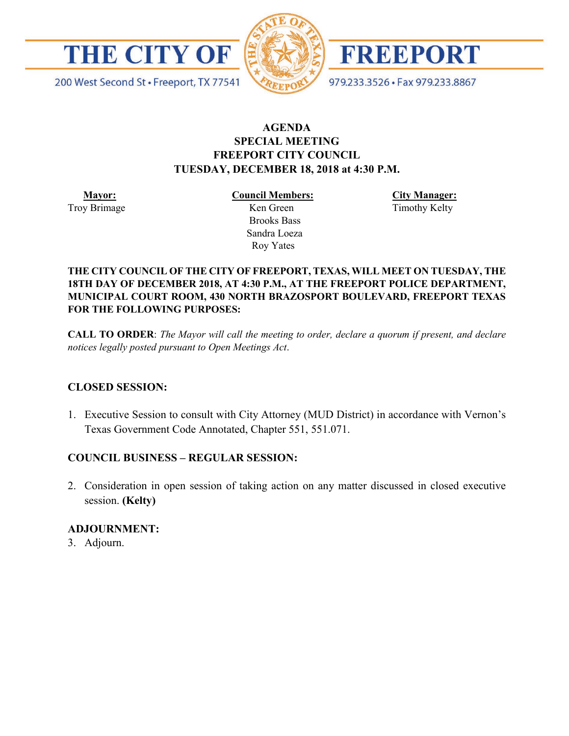# THE CITY OF FREEPORT

200 West Second St • Freeport, TX 77541 979.233.3526 • Fax 979.233.8867

## AGENDA
## SPECIAL MEETING
## FREEPORT CITY COUNCIL
## TUESDAY, DECEMBER 18, 2018 at 4:30 P.M.

| **Mayor:** | **Council Members:** | **City Manager:** |
|---|---|---|
| Troy Brimage | Ken Green | Timothy Kelty |
| | Brooks Bass | |
| | Sandra Loeza | |
| | Roy Yates | |

**THE CITY COUNCIL OF THE CITY OF FREEPORT, TEXAS, WILL MEET ON TUESDAY, THE 18TH DAY OF DECEMBER 2018, AT 4:30 P.M., AT THE FREEPORT POLICE DEPARTMENT, MUNICIPAL COURT ROOM, 430 NORTH BRAZOSPORT BOULEVARD, FREEPORT TEXAS FOR THE FOLLOWING PURPOSES:**

**CALL TO ORDER**: *The Mayor will call the meeting to order, declare a quorum if present, and declare notices legally posted pursuant to Open Meetings Act.*

**CLOSED SESSION:**

1. Executive Session to consult with City Attorney (MUD District) in accordance with Vernon's Texas Government Code Annotated, Chapter 551, 551.071.

**COUNCIL BUSINESS – REGULAR SESSION:**

2. Consideration in open session of taking action on any matter discussed in closed executive session. **(Kelty)**

**ADJOURNMENT:**

3. Adjourn.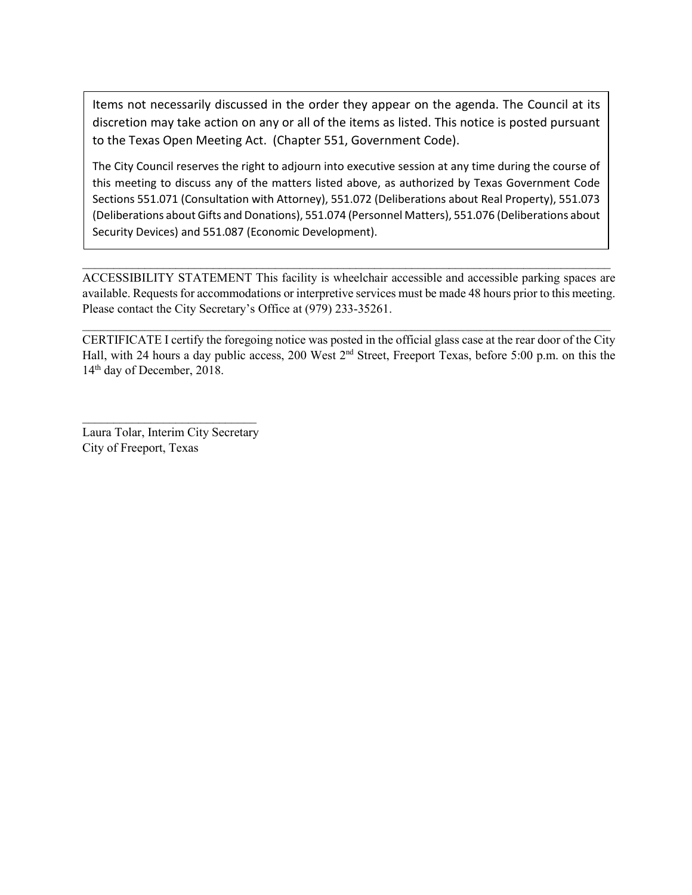Items not necessarily discussed in the order they appear on the agenda. The Council at its discretion may take action on any or all of the items as listed. This notice is posted pursuant to the Texas Open Meeting Act. (Chapter 551, Government Code).

The City Council reserves the right to adjourn into executive session at any time during the course of this meeting to discuss any of the matters listed above, as authorized by Texas Government Code Sections 551.071 (Consultation with Attorney), 551.072 (Deliberations about Real Property), 551.073 (Deliberations about Gifts and Donations), 551.074 (Personnel Matters), 551.076 (Deliberations about Security Devices) and 551.087 (Economic Development).

---

ACCESSIBILITY STATEMENT This facility is wheelchair accessible and accessible parking spaces are available. Requests for accommodations or interpretive services must be made 48 hours prior to this meeting. Please contact the City Secretary's Office at (979) 233-35261.

---

CERTIFICATE I certify the foregoing notice was posted in the official glass case at the rear door of the City Hall, with 24 hours a day public access, 200 West 2nd Street, Freeport Texas, before 5:00 p.m. on this the 14th day of December, 2018.

\_\_\_\_\_\_\_\_\_\_\_\_\_\_\_\_\_\_\_\_\_\_\_\_\_\_\_\_

Laura Tolar, Interim City Secretary
City of Freeport, Texas